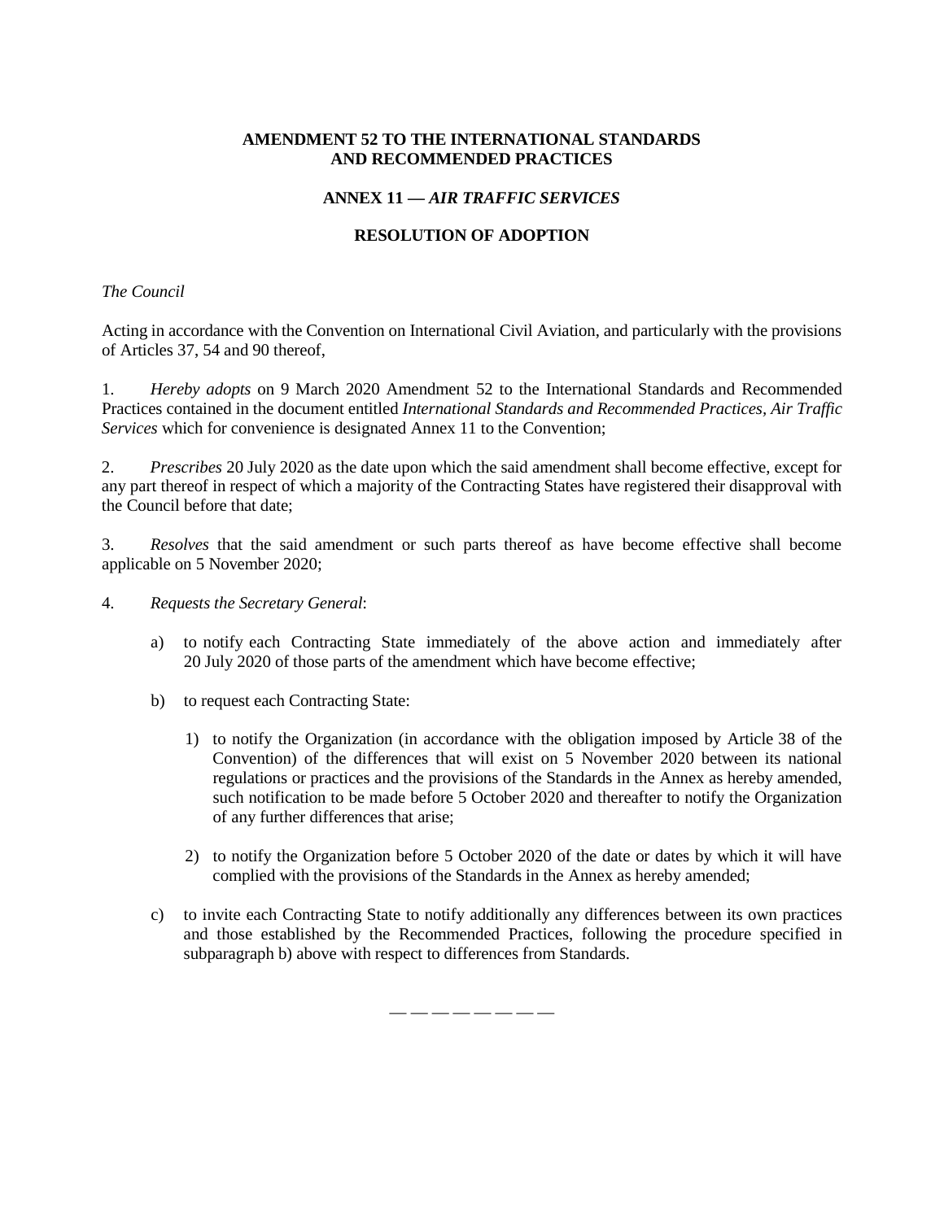**AMENDMENT 52 TO THE INTERNATIONAL STANDARDS AND RECOMMENDED PRACTICES**

**ANNEX 11 — *AIR TRAFFIC SERVICES***

**RESOLUTION OF ADOPTION**

*The Council*

Acting in accordance with the Convention on International Civil Aviation, and particularly with the provisions of Articles 37, 54 and 90 thereof,

1. *Hereby adopts* on 9 March 2020 Amendment 52 to the International Standards and Recommended Practices contained in the document entitled *International Standards and Recommended Practices, Air Traffic Services* which for convenience is designated Annex 11 to the Convention;

2. *Prescribes* 20 July 2020 as the date upon which the said amendment shall become effective, except for any part thereof in respect of which a majority of the Contracting States have registered their disapproval with the Council before that date;

3. *Resolves* that the said amendment or such parts thereof as have become effective shall become applicable on 5 November 2020;

4. *Requests the Secretary General*:

   a) to notify each Contracting State immediately of the above action and immediately after 20 July 2020 of those parts of the amendment which have become effective;

   b) to request each Contracting State:

      1) to notify the Organization (in accordance with the obligation imposed by Article 38 of the Convention) of the differences that will exist on 5 November 2020 between its national regulations or practices and the provisions of the Standards in the Annex as hereby amended, such notification to be made before 5 October 2020 and thereafter to notify the Organization of any further differences that arise;

      2) to notify the Organization before 5 October 2020 of the date or dates by which it will have complied with the provisions of the Standards in the Annex as hereby amended;

   c) to invite each Contracting State to notify additionally any differences between its own practices and those established by the Recommended Practices, following the procedure specified in subparagraph b) above with respect to differences from Standards.

— — — — — — — —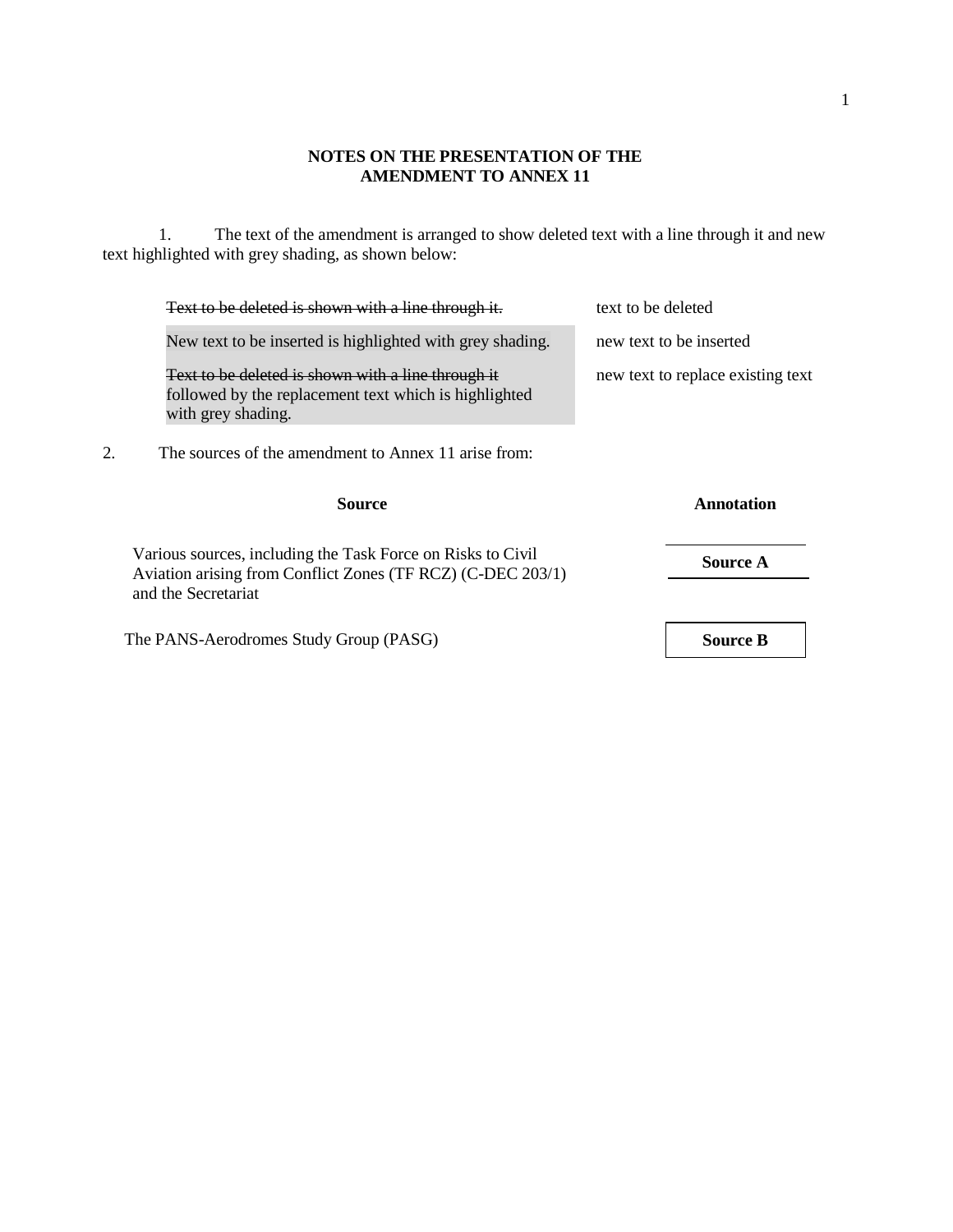**NOTES ON THE PRESENTATION OF THE AMENDMENT TO ANNEX 11**

1. The text of the amendment is arranged to show deleted text with a line through it and new text highlighted with grey shading, as shown below:

| | |
|---|---|
| ~~Text to be deleted is shown with a line through it.~~ | text to be deleted |
| New text to be inserted is highlighted with grey shading. | new text to be inserted |
| ~~Text to be deleted is shown with a line through it~~ followed by the replacement text which is highlighted with grey shading. | new text to replace existing text |

2. The sources of the amendment to Annex 11 arise from:

| Source | Annotation |
|---|---|
| Various sources, including the Task Force on Risks to Civil Aviation arising from Conflict Zones (TF RCZ) (C-DEC 203/1) and the Secretariat | **Source A** |
| The PANS-Aerodromes Study Group (PASG) | **Source B** |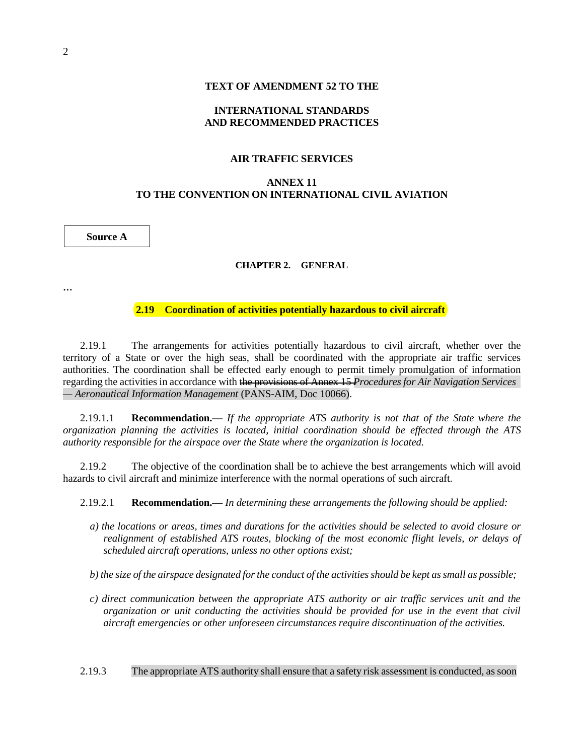**TEXT OF AMENDMENT 52 TO THE**

**INTERNATIONAL STANDARDS
AND RECOMMENDED PRACTICES**

**AIR TRAFFIC SERVICES**

**ANNEX 11
TO THE CONVENTION ON INTERNATIONAL CIVIL AVIATION**

**Source A**

**CHAPTER 2. GENERAL**

...

## 2.19 Coordination of activities potentially hazardous to civil aircraft

2.19.1 The arrangements for activities potentially hazardous to civil aircraft, whether over the territory of a State or over the high seas, shall be coordinated with the appropriate air traffic services authorities. The coordination shall be effected early enough to permit timely promulgation of information regarding the activities in accordance with ~~the provisions of Annex 15~~ *Procedures for Air Navigation Services — Aeronautical Information Management* (PANS-AIM, Doc 10066).

2.19.1.1 **Recommendation.—** *If the appropriate ATS authority is not that of the State where the organization planning the activities is located, initial coordination should be effected through the ATS authority responsible for the airspace over the State where the organization is located.*

2.19.2 The objective of the coordination shall be to achieve the best arrangements which will avoid hazards to civil aircraft and minimize interference with the normal operations of such aircraft.

2.19.2.1 **Recommendation.—** *In determining these arrangements the following should be applied:*

*a) the locations or areas, times and durations for the activities should be selected to avoid closure or realignment of established ATS routes, blocking of the most economic flight levels, or delays of scheduled aircraft operations, unless no other options exist;*

*b) the size of the airspace designated for the conduct of the activities should be kept as small as possible;*

*c) direct communication between the appropriate ATS authority or air traffic services unit and the organization or unit conducting the activities should be provided for use in the event that civil aircraft emergencies or other unforeseen circumstances require discontinuation of the activities.*

2.19.3 The appropriate ATS authority shall ensure that a safety risk assessment is conducted, as soon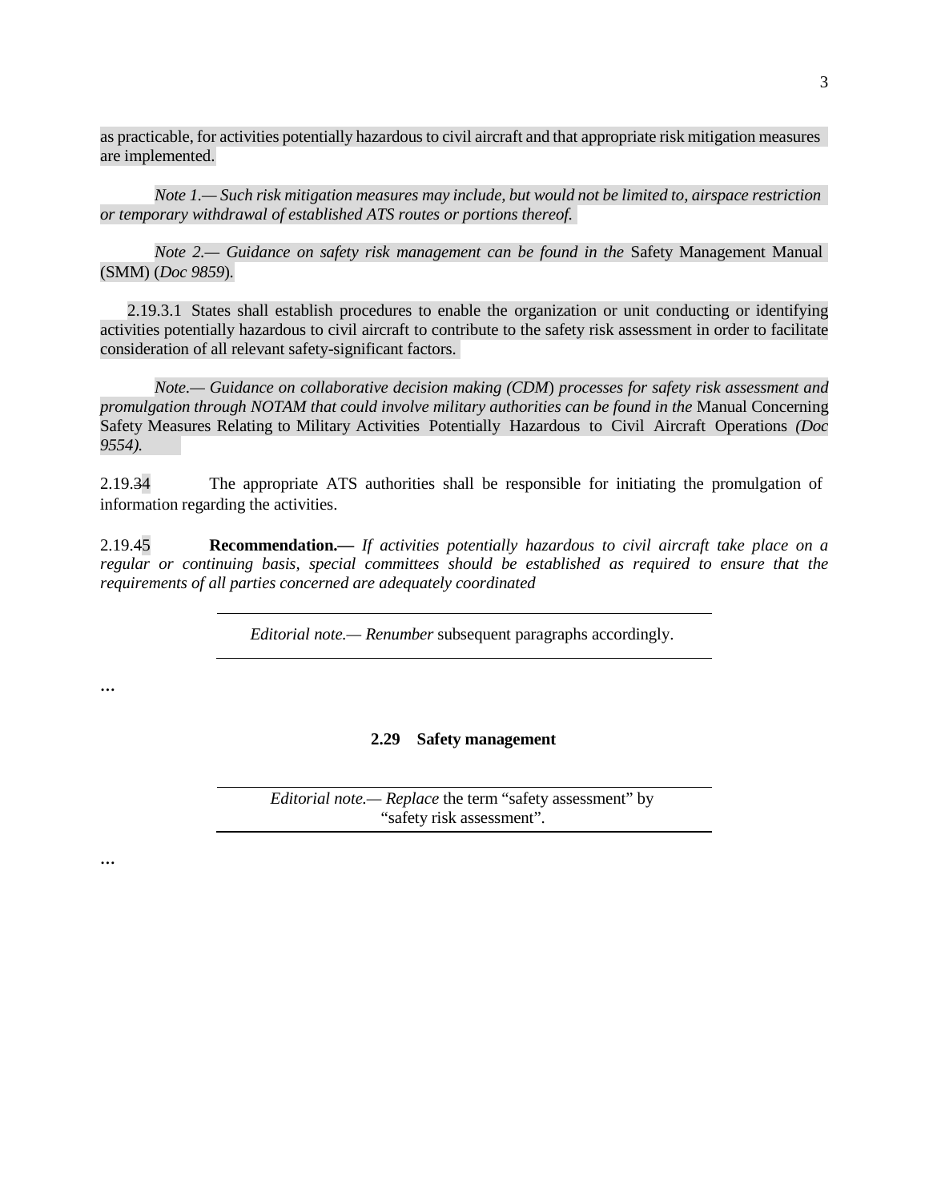as practicable, for activities potentially hazardous to civil aircraft and that appropriate risk mitigation measures are implemented.

*Note 1.— Such risk mitigation measures may include, but would not be limited to, airspace restriction or temporary withdrawal of established ATS routes or portions thereof.*

*Note 2.— Guidance on safety risk management can be found in the* Safety Management Manual (SMM) (*Doc 9859*).

2.19.3.1 States shall establish procedures to enable the organization or unit conducting or identifying activities potentially hazardous to civil aircraft to contribute to the safety risk assessment in order to facilitate consideration of all relevant safety-significant factors.

*Note.— Guidance on collaborative decision making (CDM) processes for safety risk assessment and promulgation through NOTAM that could involve military authorities can be found in the* Manual Concerning Safety Measures Relating to Military Activities Potentially Hazardous to Civil Aircraft Operations *(Doc 9554).*

2.19.~~3~~4 The appropriate ATS authorities shall be responsible for initiating the promulgation of information regarding the activities.

2.19.~~4~~5 **Recommendation.—** *If activities potentially hazardous to civil aircraft take place on a regular or continuing basis, special committees should be established as required to ensure that the requirements of all parties concerned are adequately coordinated*

---

*Editorial note.— Renumber* subsequent paragraphs accordingly.

---

...

**2.29 Safety management**

---

*Editorial note.— Replace* the term "safety assessment" by "safety risk assessment".

---

...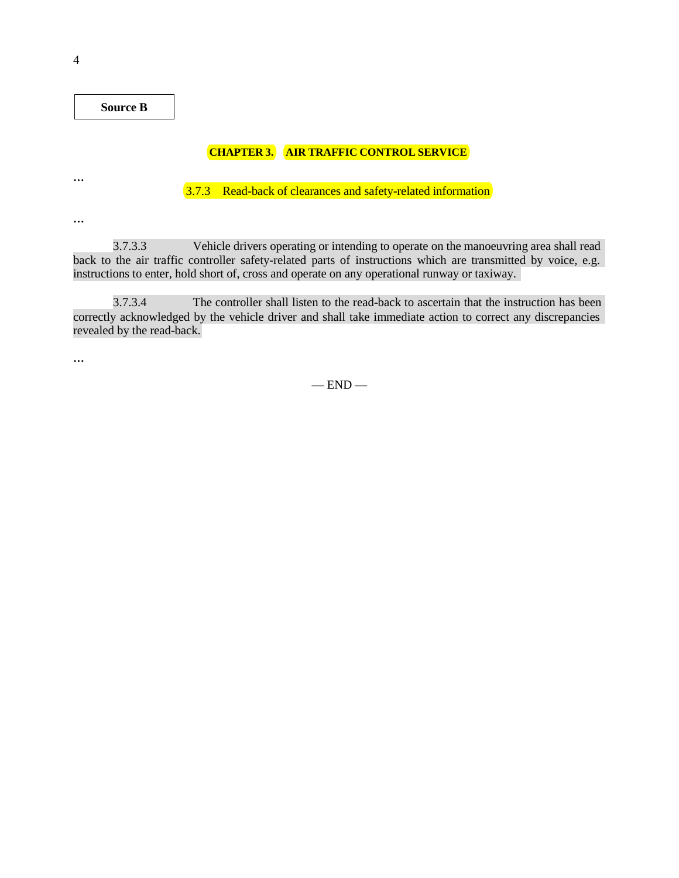**Source B**

## CHAPTER 3. AIR TRAFFIC CONTROL SERVICE

...

### 3.7.3 Read-back of clearances and safety-related information

...

3.7.3.3 Vehicle drivers operating or intending to operate on the manoeuvring area shall read back to the air traffic controller safety-related parts of instructions which are transmitted by voice, e.g. instructions to enter, hold short of, cross and operate on any operational runway or taxiway.

3.7.3.4 The controller shall listen to the read-back to ascertain that the instruction has been correctly acknowledged by the vehicle driver and shall take immediate action to correct any discrepancies revealed by the read-back.

...

— END —